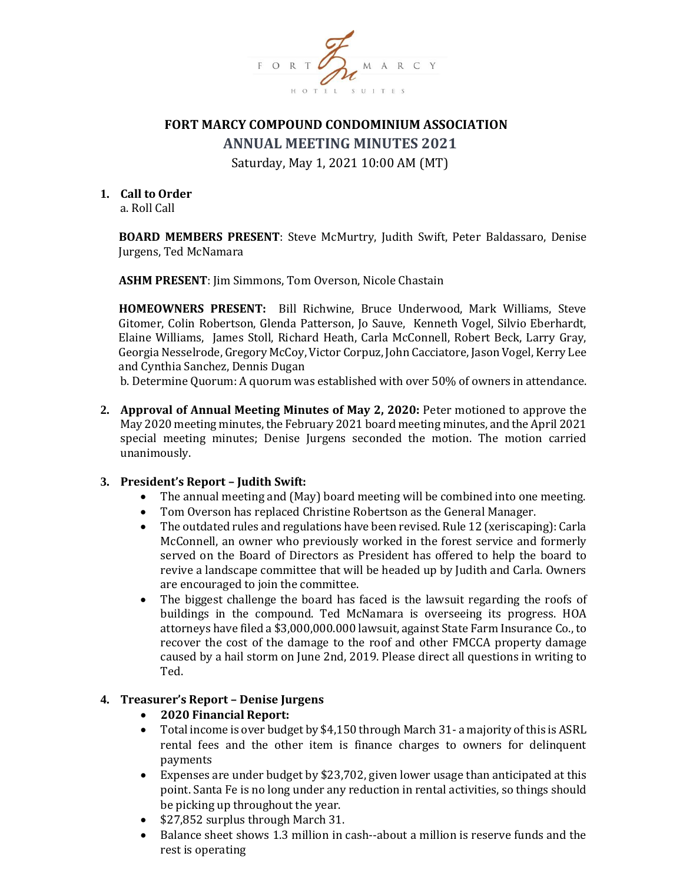FORT MARCY HOTEL SUITES

# FORT MARCY COMPOUND CONDOMINIUM ASSOCIATION

## ANNUAL MEETING MINUTES 2021

Saturday, May 1, 2021 10:00 AM (MT)

1. **Call to Order**

   a. Roll Call

   **BOARD MEMBERS PRESENT**: Steve McMurtry, Judith Swift, Peter Baldassaro, Denise Jurgens, Ted McNamara

   **ASHM PRESENT**: Jim Simmons, Tom Overson, Nicole Chastain

   **HOMEOWNERS PRESENT:** Bill Richwine, Bruce Underwood, Mark Williams, Steve Gitomer, Colin Robertson, Glenda Patterson, Jo Sauve, Kenneth Vogel, Silvio Eberhardt, Elaine Williams, James Stoll, Richard Heath, Carla McConnell, Robert Beck, Larry Gray, Georgia Nesselrode, Gregory McCoy, Victor Corpuz, John Cacciatore, Jason Vogel, Kerry Lee and Cynthia Sanchez, Dennis Dugan

   b. Determine Quorum: A quorum was established with over 50% of owners in attendance.

2. **Approval of Annual Meeting Minutes of May 2, 2020:** Peter motioned to approve the May 2020 meeting minutes, the February 2021 board meeting minutes, and the April 2021 special meeting minutes; Denise Jurgens seconded the motion. The motion carried unanimously.

3. **President's Report – Judith Swift:**
   - The annual meeting and (May) board meeting will be combined into one meeting.
   - Tom Overson has replaced Christine Robertson as the General Manager.
   - The outdated rules and regulations have been revised. Rule 12 (xeriscaping): Carla McConnell, an owner who previously worked in the forest service and formerly served on the Board of Directors as President has offered to help the board to revive a landscape committee that will be headed up by Judith and Carla. Owners are encouraged to join the committee.
   - The biggest challenge the board has faced is the lawsuit regarding the roofs of buildings in the compound. Ted McNamara is overseeing its progress. HOA attorneys have filed a $3,000,000.000 lawsuit, against State Farm Insurance Co., to recover the cost of the damage to the roof and other FMCCA property damage caused by a hail storm on June 2nd, 2019. Please direct all questions in writing to Ted.

4. **Treasurer's Report – Denise Jurgens**
   - **2020 Financial Report:**
   - Total income is over budget by $4,150 through March 31- a majority of this is ASRL rental fees and the other item is finance charges to owners for delinquent payments
   - Expenses are under budget by $23,702, given lower usage than anticipated at this point. Santa Fe is no long under any reduction in rental activities, so things should be picking up throughout the year.
   - $27,852 surplus through March 31.
   - Balance sheet shows 1.3 million in cash--about a million is reserve funds and the rest is operating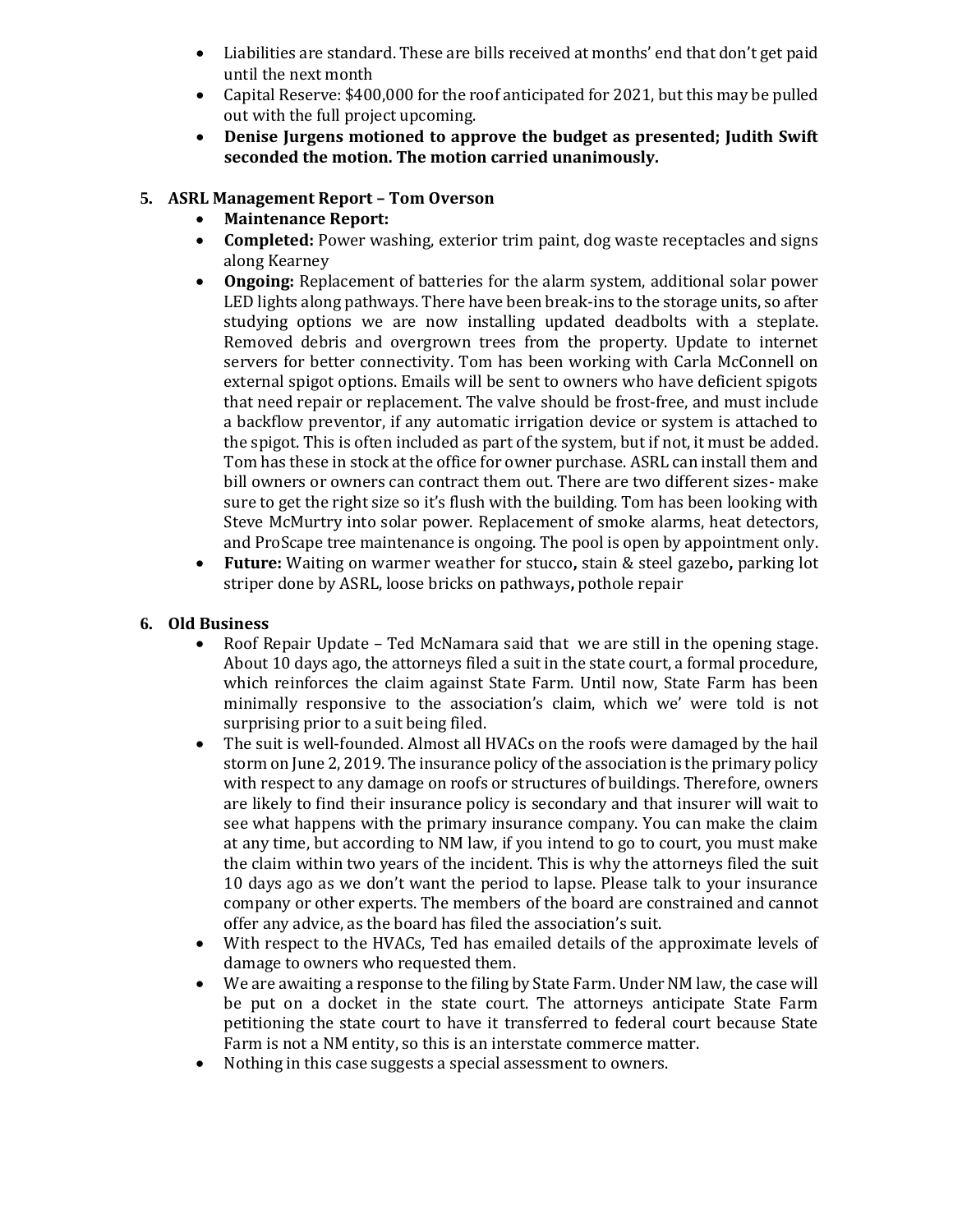- Liabilities are standard. These are bills received at months' end that don't get paid until the next month
- Capital Reserve: $400,000 for the roof anticipated for 2021, but this may be pulled out with the full project upcoming.
- **Denise Jurgens motioned to approve the budget as presented; Judith Swift seconded the motion. The motion carried unanimously.**

5. **ASRL Management Report – Tom Overson**
   - **Maintenance Report:**
   - **Completed:** Power washing, exterior trim paint, dog waste receptacles and signs along Kearney
   - **Ongoing:** Replacement of batteries for the alarm system, additional solar power LED lights along pathways. There have been break-ins to the storage units, so after studying options we are now installing updated deadbolts with a steplate. Removed debris and overgrown trees from the property. Update to internet servers for better connectivity. Tom has been working with Carla McConnell on external spigot options. Emails will be sent to owners who have deficient spigots that need repair or replacement. The valve should be frost-free, and must include a backflow preventor, if any automatic irrigation device or system is attached to the spigot. This is often included as part of the system, but if not, it must be added. Tom has these in stock at the office for owner purchase. ASRL can install them and bill owners or owners can contract them out. There are two different sizes- make sure to get the right size so it's flush with the building. Tom has been looking with Steve McMurtry into solar power. Replacement of smoke alarms, heat detectors, and ProScape tree maintenance is ongoing. The pool is open by appointment only.
   - **Future:** Waiting on warmer weather for stucco**,** stain & steel gazebo**,** parking lot striper done by ASRL, loose bricks on pathways**,** pothole repair

6. **Old Business**
   - Roof Repair Update – Ted McNamara said that we are still in the opening stage. About 10 days ago, the attorneys filed a suit in the state court, a formal procedure, which reinforces the claim against State Farm. Until now, State Farm has been minimally responsive to the association's claim, which we' were told is not surprising prior to a suit being filed.
   - The suit is well-founded. Almost all HVACs on the roofs were damaged by the hail storm on June 2, 2019. The insurance policy of the association is the primary policy with respect to any damage on roofs or structures of buildings. Therefore, owners are likely to find their insurance policy is secondary and that insurer will wait to see what happens with the primary insurance company. You can make the claim at any time, but according to NM law, if you intend to go to court, you must make the claim within two years of the incident. This is why the attorneys filed the suit 10 days ago as we don't want the period to lapse. Please talk to your insurance company or other experts. The members of the board are constrained and cannot offer any advice, as the board has filed the association's suit.
   - With respect to the HVACs, Ted has emailed details of the approximate levels of damage to owners who requested them.
   - We are awaiting a response to the filing by State Farm. Under NM law, the case will be put on a docket in the state court. The attorneys anticipate State Farm petitioning the state court to have it transferred to federal court because State Farm is not a NM entity, so this is an interstate commerce matter.
   - Nothing in this case suggests a special assessment to owners.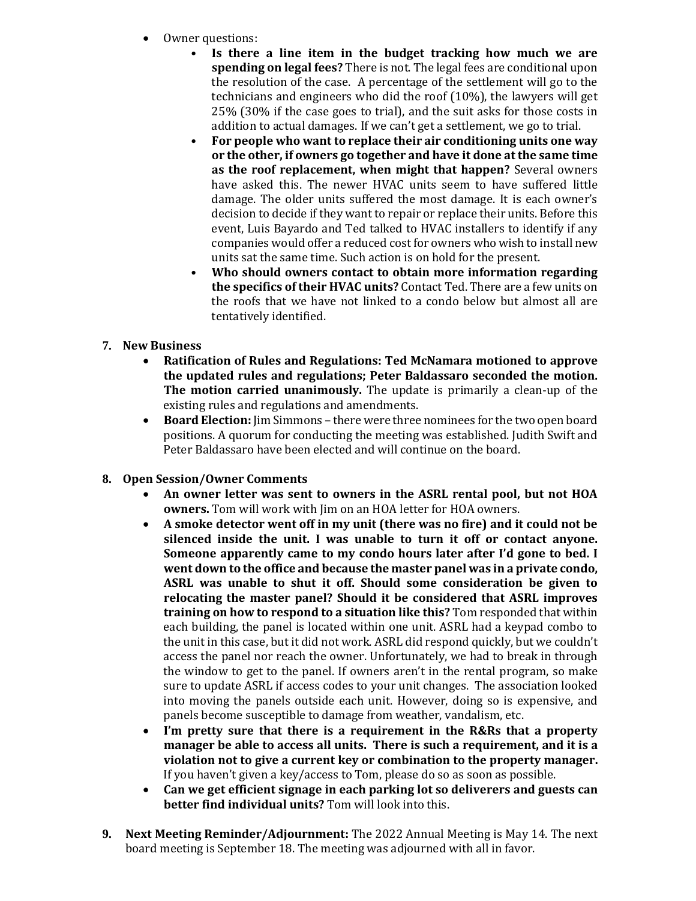- Owner questions:
  - **Is there a line item in the budget tracking how much we are spending on legal fees?** There is not. The legal fees are conditional upon the resolution of the case. A percentage of the settlement will go to the technicians and engineers who did the roof (10%), the lawyers will get 25% (30% if the case goes to trial), and the suit asks for those costs in addition to actual damages. If we can't get a settlement, we go to trial.
  - **For people who want to replace their air conditioning units one way or the other, if owners go together and have it done at the same time as the roof replacement, when might that happen?** Several owners have asked this. The newer HVAC units seem to have suffered little damage. The older units suffered the most damage. It is each owner's decision to decide if they want to repair or replace their units. Before this event, Luis Bayardo and Ted talked to HVAC installers to identify if any companies would offer a reduced cost for owners who wish to install new units sat the same time. Such action is on hold for the present.
  - **Who should owners contact to obtain more information regarding the specifics of their HVAC units?** Contact Ted. There are a few units on the roofs that we have not linked to a condo below but almost all are tentatively identified.

**7. New Business**

- **Ratification of Rules and Regulations: Ted McNamara motioned to approve the updated rules and regulations; Peter Baldassaro seconded the motion. The motion carried unanimously.** The update is primarily a clean-up of the existing rules and regulations and amendments.
- **Board Election:** Jim Simmons – there were three nominees for the two open board positions. A quorum for conducting the meeting was established. Judith Swift and Peter Baldassaro have been elected and will continue on the board.

**8. Open Session/Owner Comments**

- **An owner letter was sent to owners in the ASRL rental pool, but not HOA owners.** Tom will work with Jim on an HOA letter for HOA owners.
- **A smoke detector went off in my unit (there was no fire) and it could not be silenced inside the unit. I was unable to turn it off or contact anyone. Someone apparently came to my condo hours later after I'd gone to bed. I went down to the office and because the master panel was in a private condo, ASRL was unable to shut it off. Should some consideration be given to relocating the master panel? Should it be considered that ASRL improves training on how to respond to a situation like this?** Tom responded that within each building, the panel is located within one unit. ASRL had a keypad combo to the unit in this case, but it did not work. ASRL did respond quickly, but we couldn't access the panel nor reach the owner. Unfortunately, we had to break in through the window to get to the panel. If owners aren't in the rental program, so make sure to update ASRL if access codes to your unit changes. The association looked into moving the panels outside each unit. However, doing so is expensive, and panels become susceptible to damage from weather, vandalism, etc.
- **I'm pretty sure that there is a requirement in the R&Rs that a property manager be able to access all units. There is such a requirement, and it is a violation not to give a current key or combination to the property manager.** If you haven't given a key/access to Tom, please do so as soon as possible.
- **Can we get efficient signage in each parking lot so deliverers and guests can better find individual units?** Tom will look into this.

**9. Next Meeting Reminder/Adjournment:** The 2022 Annual Meeting is May 14. The next board meeting is September 18. The meeting was adjourned with all in favor.